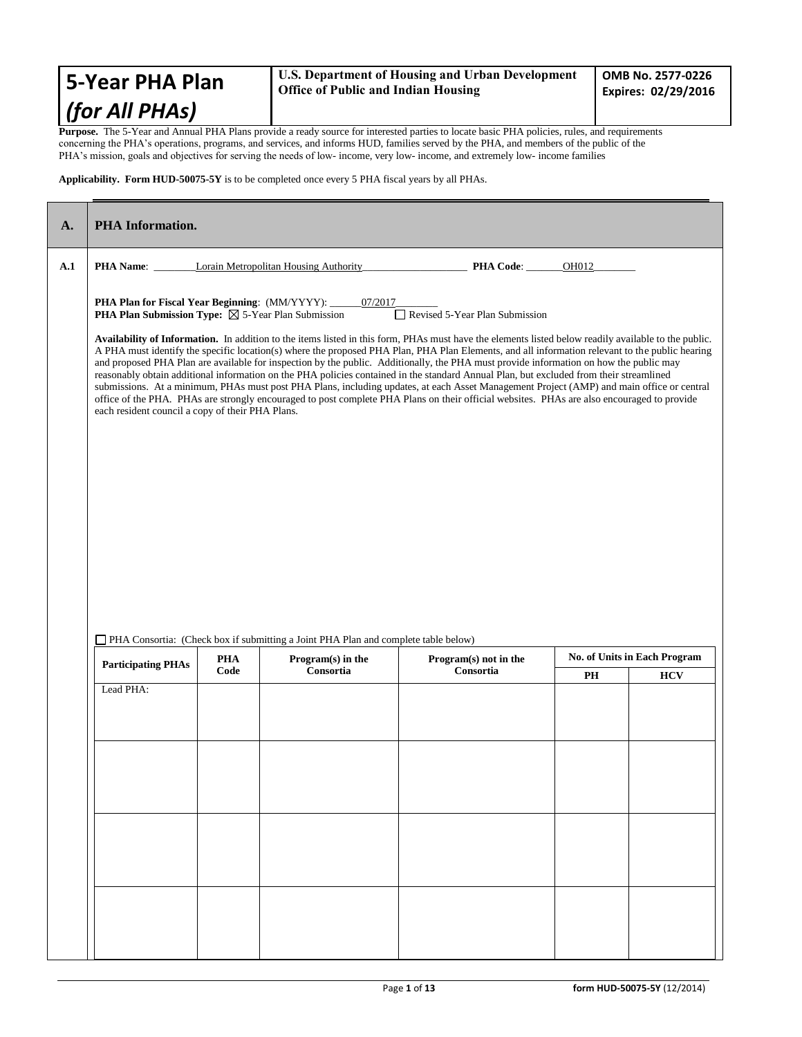# 5-Year PHA Plan *(for All PHAs)*

**U.S. Department of Housing and Urban Development**
**Office of Public and Indian Housing**

**OMB No. 2577-0226**
**Expires: 02/29/2016**

**Purpose.** The 5-Year and Annual PHA Plans provide a ready source for interested parties to locate basic PHA policies, rules, and requirements concerning the PHA's operations, programs, and services, and informs HUD, families served by the PHA, and members of the public of the PHA's mission, goals and objectives for serving the needs of low- income, very low- income, and extremely low- income families

**Applicability. Form HUD-50075-5Y** is to be completed once every 5 PHA fiscal years by all PHAs.

## A. PHA Information.

**A.1** **PHA Name**: Lorain Metropolitan Housing Authority **PHA Code**: OH012

**PHA Plan for Fiscal Year Beginning**: (MM/YYYY): 07/2017

**PHA Plan Submission Type:** ☒ 5-Year Plan Submission ☐ Revised 5-Year Plan Submission

**Availability of Information.** In addition to the items listed in this form, PHAs must have the elements listed below readily available to the public. A PHA must identify the specific location(s) where the proposed PHA Plan, PHA Plan Elements, and all information relevant to the public hearing and proposed PHA Plan are available for inspection by the public. Additionally, the PHA must provide information on how the public may reasonably obtain additional information on the PHA policies contained in the standard Annual Plan, but excluded from their streamlined submissions. At a minimum, PHAs must post PHA Plans, including updates, at each Asset Management Project (AMP) and main office or central office of the PHA. PHAs are strongly encouraged to post complete PHA Plans on their official websites. PHAs are also encouraged to provide each resident council a copy of their PHA Plans.

☐ PHA Consortia: (Check box if submitting a Joint PHA Plan and complete table below)

| Participating PHAs | PHA Code | Program(s) in the Consortia | Program(s) not in the Consortia | No. of Units in Each Program | |
|---|---|---|---|---|---|
| | | | | PH | HCV |
| Lead PHA: | | | | | |
| | | | | | |
| | | | | | |
| | | | | | |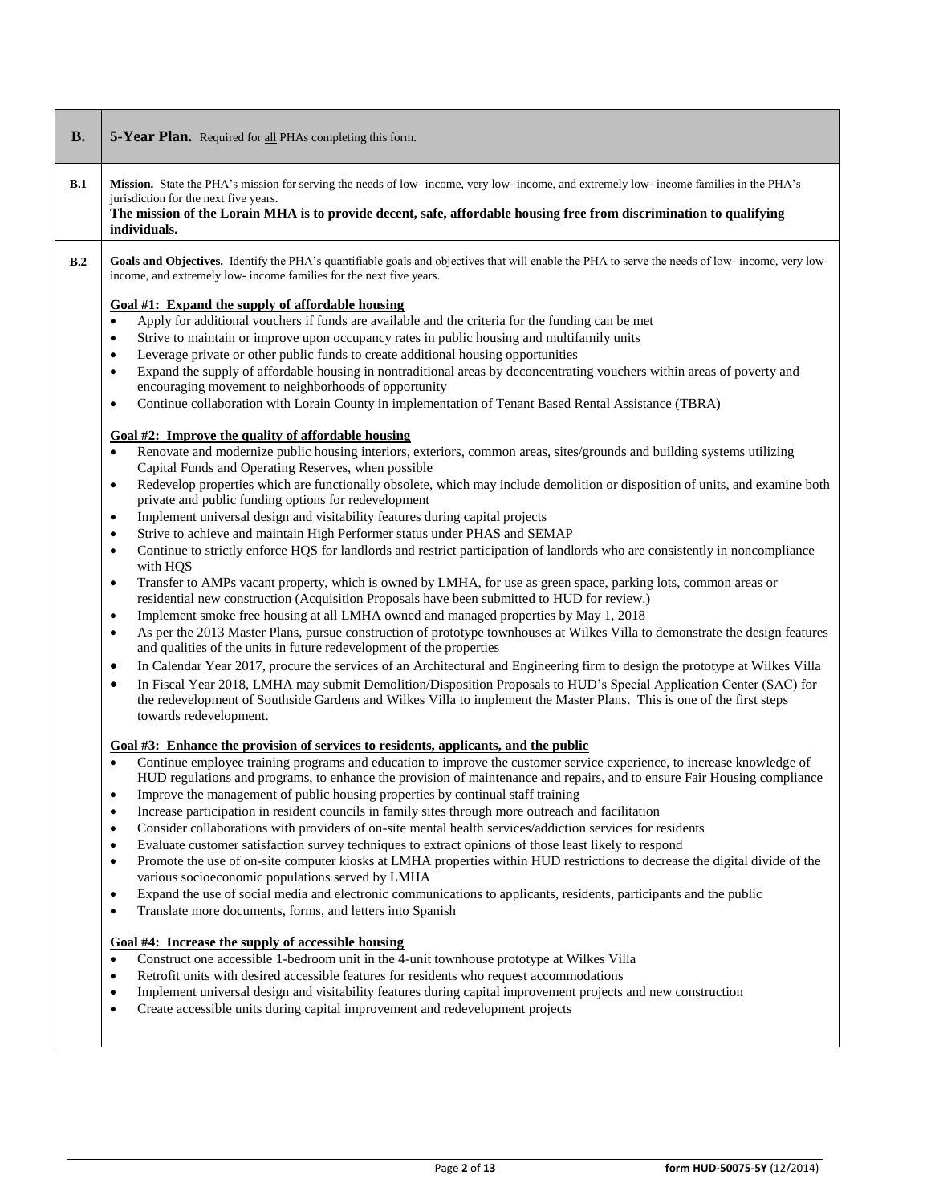| B. | **5-Year Plan.** Required for all PHAs completing this form. |
|---|---|

**B.1** **Mission.** State the PHA's mission for serving the needs of low- income, very low- income, and extremely low- income families in the PHA's jurisdiction for the next five years.

**The mission of the Lorain MHA is to provide decent, safe, affordable housing free from discrimination to qualifying individuals.**

**B.2** **Goals and Objectives.** Identify the PHA's quantifiable goals and objectives that will enable the PHA to serve the needs of low- income, very low- income, and extremely low- income families for the next five years.

**Goal #1: Expand the supply of affordable housing**

- Apply for additional vouchers if funds are available and the criteria for the funding can be met
- Strive to maintain or improve upon occupancy rates in public housing and multifamily units
- Leverage private or other public funds to create additional housing opportunities
- Expand the supply of affordable housing in nontraditional areas by deconcentrating vouchers within areas of poverty and encouraging movement to neighborhoods of opportunity
- Continue collaboration with Lorain County in implementation of Tenant Based Rental Assistance (TBRA)

**Goal #2: Improve the quality of affordable housing**

- Renovate and modernize public housing interiors, exteriors, common areas, sites/grounds and building systems utilizing Capital Funds and Operating Reserves, when possible
- Redevelop properties which are functionally obsolete, which may include demolition or disposition of units, and examine both private and public funding options for redevelopment
- Implement universal design and visitability features during capital projects
- Strive to achieve and maintain High Performer status under PHAS and SEMAP
- Continue to strictly enforce HQS for landlords and restrict participation of landlords who are consistently in noncompliance with HQS
- Transfer to AMPs vacant property, which is owned by LMHA, for use as green space, parking lots, common areas or residential new construction (Acquisition Proposals have been submitted to HUD for review.)
- Implement smoke free housing at all LMHA owned and managed properties by May 1, 2018
- As per the 2013 Master Plans, pursue construction of prototype townhouses at Wilkes Villa to demonstrate the design features and qualities of the units in future redevelopment of the properties
- In Calendar Year 2017, procure the services of an Architectural and Engineering firm to design the prototype at Wilkes Villa
- In Fiscal Year 2018, LMHA may submit Demolition/Disposition Proposals to HUD's Special Application Center (SAC) for the redevelopment of Southside Gardens and Wilkes Villa to implement the Master Plans. This is one of the first steps towards redevelopment.

**Goal #3: Enhance the provision of services to residents, applicants, and the public**

- Continue employee training programs and education to improve the customer service experience, to increase knowledge of HUD regulations and programs, to enhance the provision of maintenance and repairs, and to ensure Fair Housing compliance
- Improve the management of public housing properties by continual staff training
- Increase participation in resident councils in family sites through more outreach and facilitation
- Consider collaborations with providers of on-site mental health services/addiction services for residents
- Evaluate customer satisfaction survey techniques to extract opinions of those least likely to respond
- Promote the use of on-site computer kiosks at LMHA properties within HUD restrictions to decrease the digital divide of the various socioeconomic populations served by LMHA
- Expand the use of social media and electronic communications to applicants, residents, participants and the public
- Translate more documents, forms, and letters into Spanish

**Goal #4: Increase the supply of accessible housing**

- Construct one accessible 1-bedroom unit in the 4-unit townhouse prototype at Wilkes Villa
- Retrofit units with desired accessible features for residents who request accommodations
- Implement universal design and visitability features during capital improvement projects and new construction
- Create accessible units during capital improvement and redevelopment projects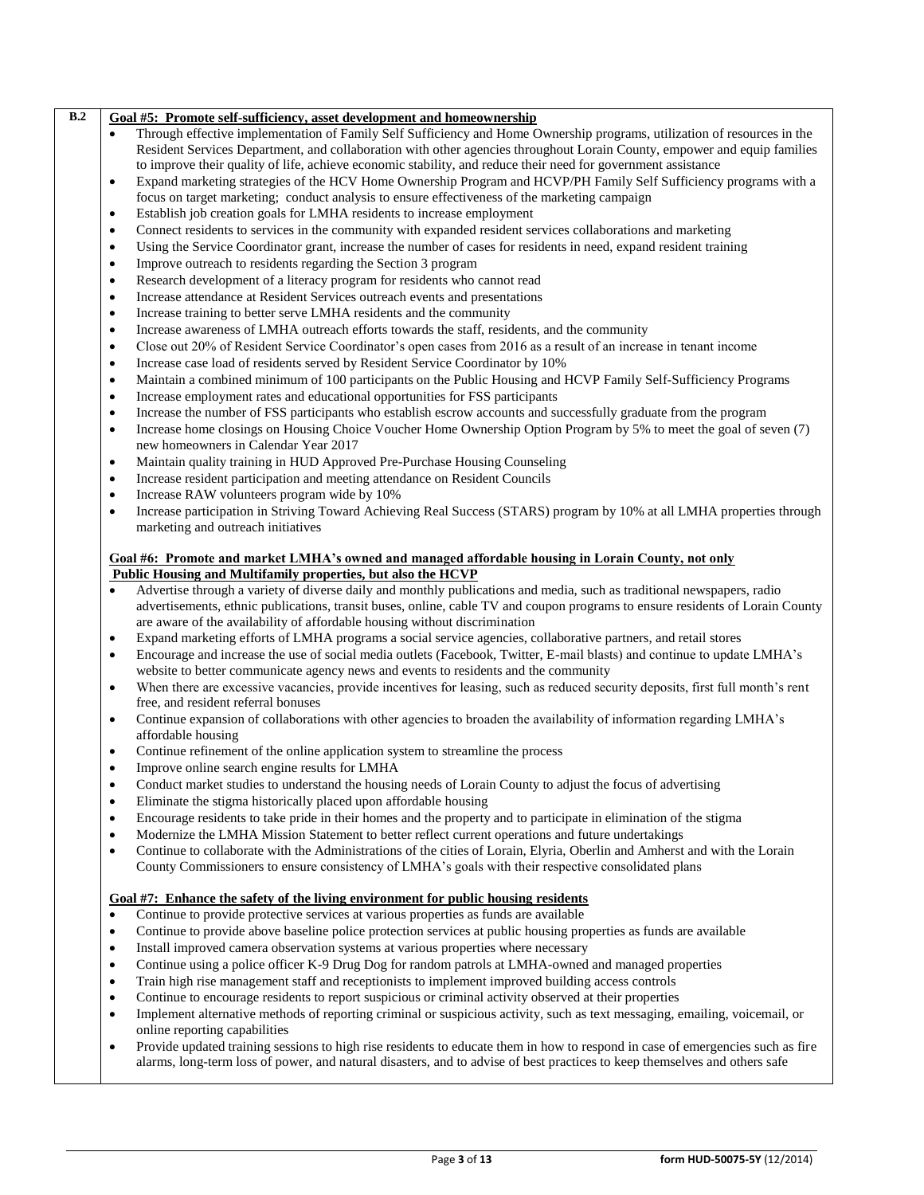**B.2**

**Goal #5: Promote self-sufficiency, asset development and homeownership**

- Through effective implementation of Family Self Sufficiency and Home Ownership programs, utilization of resources in the Resident Services Department, and collaboration with other agencies throughout Lorain County, empower and equip families to improve their quality of life, achieve economic stability, and reduce their need for government assistance
- Expand marketing strategies of the HCV Home Ownership Program and HCVP/PH Family Self Sufficiency programs with a focus on target marketing; conduct analysis to ensure effectiveness of the marketing campaign
- Establish job creation goals for LMHA residents to increase employment
- Connect residents to services in the community with expanded resident services collaborations and marketing
- Using the Service Coordinator grant, increase the number of cases for residents in need, expand resident training
- Improve outreach to residents regarding the Section 3 program
- Research development of a literacy program for residents who cannot read
- Increase attendance at Resident Services outreach events and presentations
- Increase training to better serve LMHA residents and the community
- Increase awareness of LMHA outreach efforts towards the staff, residents, and the community
- Close out 20% of Resident Service Coordinator's open cases from 2016 as a result of an increase in tenant income
- Increase case load of residents served by Resident Service Coordinator by 10%
- Maintain a combined minimum of 100 participants on the Public Housing and HCVP Family Self-Sufficiency Programs
- Increase employment rates and educational opportunities for FSS participants
- Increase the number of FSS participants who establish escrow accounts and successfully graduate from the program
- Increase home closings on Housing Choice Voucher Home Ownership Option Program by 5% to meet the goal of seven (7) new homeowners in Calendar Year 2017
- Maintain quality training in HUD Approved Pre-Purchase Housing Counseling
- Increase resident participation and meeting attendance on Resident Councils
- Increase RAW volunteers program wide by 10%
- Increase participation in Striving Toward Achieving Real Success (STARS) program by 10% at all LMHA properties through marketing and outreach initiatives

**Goal #6: Promote and market LMHA's owned and managed affordable housing in Lorain County, not only Public Housing and Multifamily properties, but also the HCVP**

- Advertise through a variety of diverse daily and monthly publications and media, such as traditional newspapers, radio advertisements, ethnic publications, transit buses, online, cable TV and coupon programs to ensure residents of Lorain County are aware of the availability of affordable housing without discrimination
- Expand marketing efforts of LMHA programs a social service agencies, collaborative partners, and retail stores
- Encourage and increase the use of social media outlets (Facebook, Twitter, E-mail blasts) and continue to update LMHA's website to better communicate agency news and events to residents and the community
- When there are excessive vacancies, provide incentives for leasing, such as reduced security deposits, first full month's rent free, and resident referral bonuses
- Continue expansion of collaborations with other agencies to broaden the availability of information regarding LMHA's affordable housing
- Continue refinement of the online application system to streamline the process
- Improve online search engine results for LMHA
- Conduct market studies to understand the housing needs of Lorain County to adjust the focus of advertising
- Eliminate the stigma historically placed upon affordable housing
- Encourage residents to take pride in their homes and the property and to participate in elimination of the stigma
- Modernize the LMHA Mission Statement to better reflect current operations and future undertakings
- Continue to collaborate with the Administrations of the cities of Lorain, Elyria, Oberlin and Amherst and with the Lorain County Commissioners to ensure consistency of LMHA's goals with their respective consolidated plans

**Goal #7: Enhance the safety of the living environment for public housing residents**

- Continue to provide protective services at various properties as funds are available
- Continue to provide above baseline police protection services at public housing properties as funds are available
- Install improved camera observation systems at various properties where necessary
- Continue using a police officer K-9 Drug Dog for random patrols at LMHA-owned and managed properties
- Train high rise management staff and receptionists to implement improved building access controls
- Continue to encourage residents to report suspicious or criminal activity observed at their properties
- Implement alternative methods of reporting criminal or suspicious activity, such as text messaging, emailing, voicemail, or online reporting capabilities
- Provide updated training sessions to high rise residents to educate them in how to respond in case of emergencies such as fire alarms, long-term loss of power, and natural disasters, and to advise of best practices to keep themselves and others safe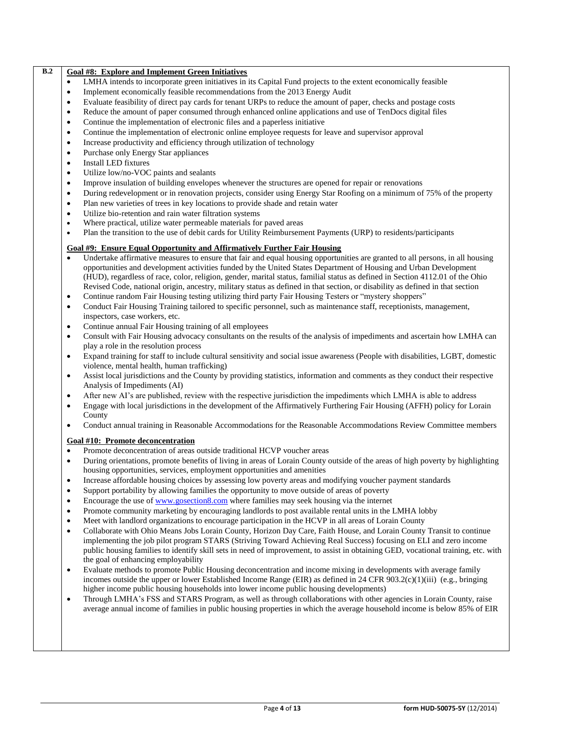**B.2**

**Goal #8: Explore and Implement Green Initiatives**

- LMHA intends to incorporate green initiatives in its Capital Fund projects to the extent economically feasible
- Implement economically feasible recommendations from the 2013 Energy Audit
- Evaluate feasibility of direct pay cards for tenant URPs to reduce the amount of paper, checks and postage costs
- Reduce the amount of paper consumed through enhanced online applications and use of TenDocs digital files
- Continue the implementation of electronic files and a paperless initiative
- Continue the implementation of electronic online employee requests for leave and supervisor approval
- Increase productivity and efficiency through utilization of technology
- Purchase only Energy Star appliances
- Install LED fixtures
- Utilize low/no-VOC paints and sealants
- Improve insulation of building envelopes whenever the structures are opened for repair or renovations
- During redevelopment or in renovation projects, consider using Energy Star Roofing on a minimum of 75% of the property
- Plan new varieties of trees in key locations to provide shade and retain water
- Utilize bio-retention and rain water filtration systems
- Where practical, utilize water permeable materials for paved areas
- Plan the transition to the use of debit cards for Utility Reimbursement Payments (URP) to residents/participants

**Goal #9: Ensure Equal Opportunity and Affirmatively Further Fair Housing**

- Undertake affirmative measures to ensure that fair and equal housing opportunities are granted to all persons, in all housing opportunities and development activities funded by the United States Department of Housing and Urban Development (HUD), regardless of race, color, religion, gender, marital status, familial status as defined in Section 4112.01 of the Ohio Revised Code, national origin, ancestry, military status as defined in that section, or disability as defined in that section
- Continue random Fair Housing testing utilizing third party Fair Housing Testers or "mystery shoppers"
- Conduct Fair Housing Training tailored to specific personnel, such as maintenance staff, receptionists, management, inspectors, case workers, etc.
- Continue annual Fair Housing training of all employees
- Consult with Fair Housing advocacy consultants on the results of the analysis of impediments and ascertain how LMHA can play a role in the resolution process
- Expand training for staff to include cultural sensitivity and social issue awareness (People with disabilities, LGBT, domestic violence, mental health, human trafficking)
- Assist local jurisdictions and the County by providing statistics, information and comments as they conduct their respective Analysis of Impediments (AI)
- After new AI's are published, review with the respective jurisdiction the impediments which LMHA is able to address
- Engage with local jurisdictions in the development of the Affirmatively Furthering Fair Housing (AFFH) policy for Lorain County
- Conduct annual training in Reasonable Accommodations for the Reasonable Accommodations Review Committee members

**Goal #10: Promote deconcentration**

- Promote deconcentration of areas outside traditional HCVP voucher areas
- During orientations, promote benefits of living in areas of Lorain County outside of the areas of high poverty by highlighting housing opportunities, services, employment opportunities and amenities
- Increase affordable housing choices by assessing low poverty areas and modifying voucher payment standards
- Support portability by allowing families the opportunity to move outside of areas of poverty
- Encourage the use of www.gosection8.com where families may seek housing via the internet
- Promote community marketing by encouraging landlords to post available rental units in the LMHA lobby
- Meet with landlord organizations to encourage participation in the HCVP in all areas of Lorain County
- Collaborate with Ohio Means Jobs Lorain County, Horizon Day Care, Faith House, and Lorain County Transit to continue implementing the job pilot program STARS (Striving Toward Achieving Real Success) focusing on ELI and zero income public housing families to identify skill sets in need of improvement, to assist in obtaining GED, vocational training, etc. with the goal of enhancing employability
- Evaluate methods to promote Public Housing deconcentration and income mixing in developments with average family incomes outside the upper or lower Established Income Range (EIR) as defined in 24 CFR 903.2(c)(1)(iii) (e.g., bringing higher income public housing households into lower income public housing developments)
- Through LMHA's FSS and STARS Program, as well as through collaborations with other agencies in Lorain County, raise average annual income of families in public housing properties in which the average household income is below 85% of EIR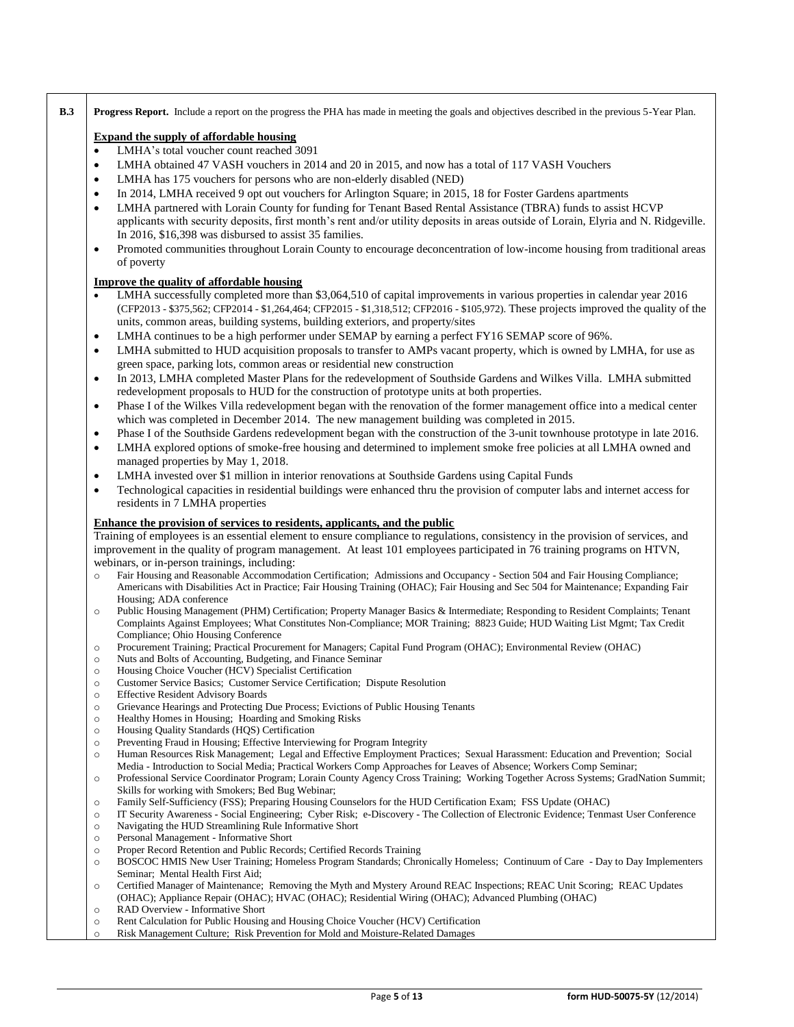**B.3** **Progress Report.** Include a report on the progress the PHA has made in meeting the goals and objectives described in the previous 5-Year Plan.

**Expand the supply of affordable housing**

- LMHA's total voucher count reached 3091
- LMHA obtained 47 VASH vouchers in 2014 and 20 in 2015, and now has a total of 117 VASH Vouchers
- LMHA has 175 vouchers for persons who are non-elderly disabled (NED)
- In 2014, LMHA received 9 opt out vouchers for Arlington Square; in 2015, 18 for Foster Gardens apartments
- LMHA partnered with Lorain County for funding for Tenant Based Rental Assistance (TBRA) funds to assist HCVP applicants with security deposits, first month's rent and/or utility deposits in areas outside of Lorain, Elyria and N. Ridgeville. In 2016, $16,398 was disbursed to assist 35 families.
- Promoted communities throughout Lorain County to encourage deconcentration of low-income housing from traditional areas of poverty

**Improve the quality of affordable housing**

- LMHA successfully completed more than $3,064,510 of capital improvements in various properties in calendar year 2016 (CFP2013 - $375,562; CFP2014 - $1,264,464; CFP2015 - $1,318,512; CFP2016 - $105,972). These projects improved the quality of the units, common areas, building systems, building exteriors, and property/sites
- LMHA continues to be a high performer under SEMAP by earning a perfect FY16 SEMAP score of 96%.
- LMHA submitted to HUD acquisition proposals to transfer to AMPs vacant property, which is owned by LMHA, for use as green space, parking lots, common areas or residential new construction
- In 2013, LMHA completed Master Plans for the redevelopment of Southside Gardens and Wilkes Villa. LMHA submitted redevelopment proposals to HUD for the construction of prototype units at both properties.
- Phase I of the Wilkes Villa redevelopment began with the renovation of the former management office into a medical center which was completed in December 2014. The new management building was completed in 2015.
- Phase I of the Southside Gardens redevelopment began with the construction of the 3-unit townhouse prototype in late 2016.
- LMHA explored options of smoke-free housing and determined to implement smoke free policies at all LMHA owned and managed properties by May 1, 2018.
- LMHA invested over $1 million in interior renovations at Southside Gardens using Capital Funds
- Technological capacities in residential buildings were enhanced thru the provision of computer labs and internet access for residents in 7 LMHA properties

**Enhance the provision of services to residents, applicants, and the public**

Training of employees is an essential element to ensure compliance to regulations, consistency in the provision of services, and improvement in the quality of program management. At least 101 employees participated in 76 training programs on HTVN, webinars, or in-person trainings, including:

- Fair Housing and Reasonable Accommodation Certification; Admissions and Occupancy - Section 504 and Fair Housing Compliance; Americans with Disabilities Act in Practice; Fair Housing Training (OHAC); Fair Housing and Sec 504 for Maintenance; Expanding Fair Housing; ADA conference
- Public Housing Management (PHM) Certification; Property Manager Basics & Intermediate; Responding to Resident Complaints; Tenant Complaints Against Employees; What Constitutes Non-Compliance; MOR Training; 8823 Guide; HUD Waiting List Mgmt; Tax Credit Compliance; Ohio Housing Conference
- Procurement Training; Practical Procurement for Managers; Capital Fund Program (OHAC); Environmental Review (OHAC)
- Nuts and Bolts of Accounting, Budgeting, and Finance Seminar
- Housing Choice Voucher (HCV) Specialist Certification
- Customer Service Basics; Customer Service Certification; Dispute Resolution
- Effective Resident Advisory Boards
- Grievance Hearings and Protecting Due Process; Evictions of Public Housing Tenants
- Healthy Homes in Housing; Hoarding and Smoking Risks
- Housing Quality Standards (HQS) Certification
- Preventing Fraud in Housing; Effective Interviewing for Program Integrity
- Human Resources Risk Management; Legal and Effective Employment Practices; Sexual Harassment: Education and Prevention; Social Media - Introduction to Social Media; Practical Workers Comp Approaches for Leaves of Absence; Workers Comp Seminar;
- Professional Service Coordinator Program; Lorain County Agency Cross Training; Working Together Across Systems; GradNation Summit; Skills for working with Smokers; Bed Bug Webinar;
- Family Self-Sufficiency (FSS); Preparing Housing Counselors for the HUD Certification Exam; FSS Update (OHAC)
- IT Security Awareness - Social Engineering; Cyber Risk; e-Discovery - The Collection of Electronic Evidence; Tenmast User Conference
- Navigating the HUD Streamlining Rule Informative Short
- Personal Management - Informative Short
- Proper Record Retention and Public Records; Certified Records Training
- BOSCOC HMIS New User Training; Homeless Program Standards; Chronically Homeless; Continuum of Care - Day to Day Implementers Seminar; Mental Health First Aid;
- Certified Manager of Maintenance; Removing the Myth and Mystery Around REAC Inspections; REAC Unit Scoring; REAC Updates (OHAC); Appliance Repair (OHAC); HVAC (OHAC); Residential Wiring (OHAC); Advanced Plumbing (OHAC)
- RAD Overview - Informative Short
- Rent Calculation for Public Housing and Housing Choice Voucher (HCV) Certification
- Risk Management Culture; Risk Prevention for Mold and Moisture-Related Damages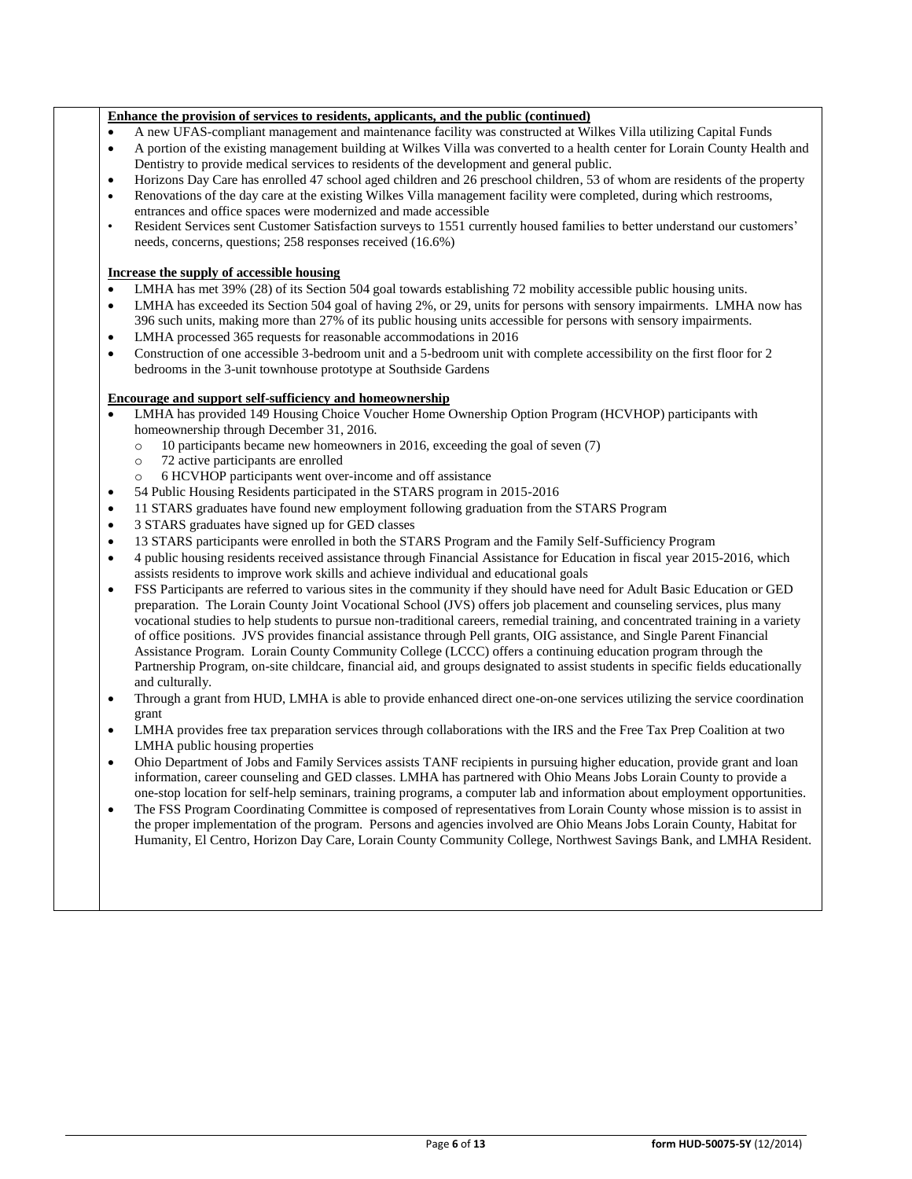**Enhance the provision of services to residents, applicants, and the public (continued)**

- A new UFAS-compliant management and maintenance facility was constructed at Wilkes Villa utilizing Capital Funds
- A portion of the existing management building at Wilkes Villa was converted to a health center for Lorain County Health and Dentistry to provide medical services to residents of the development and general public.
- Horizons Day Care has enrolled 47 school aged children and 26 preschool children, 53 of whom are residents of the property
- Renovations of the day care at the existing Wilkes Villa management facility were completed, during which restrooms, entrances and office spaces were modernized and made accessible
- Resident Services sent Customer Satisfaction surveys to 1551 currently housed families to better understand our customers' needs, concerns, questions; 258 responses received (16.6%)

**Increase the supply of accessible housing**

- LMHA has met 39% (28) of its Section 504 goal towards establishing 72 mobility accessible public housing units.
- LMHA has exceeded its Section 504 goal of having 2%, or 29, units for persons with sensory impairments. LMHA now has 396 such units, making more than 27% of its public housing units accessible for persons with sensory impairments.
- LMHA processed 365 requests for reasonable accommodations in 2016
- Construction of one accessible 3-bedroom unit and a 5-bedroom unit with complete accessibility on the first floor for 2 bedrooms in the 3-unit townhouse prototype at Southside Gardens

**Encourage and support self-sufficiency and homeownership**

- LMHA has provided 149 Housing Choice Voucher Home Ownership Option Program (HCVHOP) participants with homeownership through December 31, 2016.
  - 10 participants became new homeowners in 2016, exceeding the goal of seven (7)
  - 72 active participants are enrolled
  - 6 HCVHOP participants went over-income and off assistance
- 54 Public Housing Residents participated in the STARS program in 2015-2016
- 11 STARS graduates have found new employment following graduation from the STARS Program
- 3 STARS graduates have signed up for GED classes
- 13 STARS participants were enrolled in both the STARS Program and the Family Self-Sufficiency Program
- 4 public housing residents received assistance through Financial Assistance for Education in fiscal year 2015-2016, which assists residents to improve work skills and achieve individual and educational goals
- FSS Participants are referred to various sites in the community if they should have need for Adult Basic Education or GED preparation. The Lorain County Joint Vocational School (JVS) offers job placement and counseling services, plus many vocational studies to help students to pursue non-traditional careers, remedial training, and concentrated training in a variety of office positions. JVS provides financial assistance through Pell grants, OIG assistance, and Single Parent Financial Assistance Program. Lorain County Community College (LCCC) offers a continuing education program through the Partnership Program, on-site childcare, financial aid, and groups designated to assist students in specific fields educationally and culturally.
- Through a grant from HUD, LMHA is able to provide enhanced direct one-on-one services utilizing the service coordination grant
- LMHA provides free tax preparation services through collaborations with the IRS and the Free Tax Prep Coalition at two LMHA public housing properties
- Ohio Department of Jobs and Family Services assists TANF recipients in pursuing higher education, provide grant and loan information, career counseling and GED classes. LMHA has partnered with Ohio Means Jobs Lorain County to provide a one-stop location for self-help seminars, training programs, a computer lab and information about employment opportunities.
- The FSS Program Coordinating Committee is composed of representatives from Lorain County whose mission is to assist in the proper implementation of the program. Persons and agencies involved are Ohio Means Jobs Lorain County, Habitat for Humanity, El Centro, Horizon Day Care, Lorain County Community College, Northwest Savings Bank, and LMHA Resident.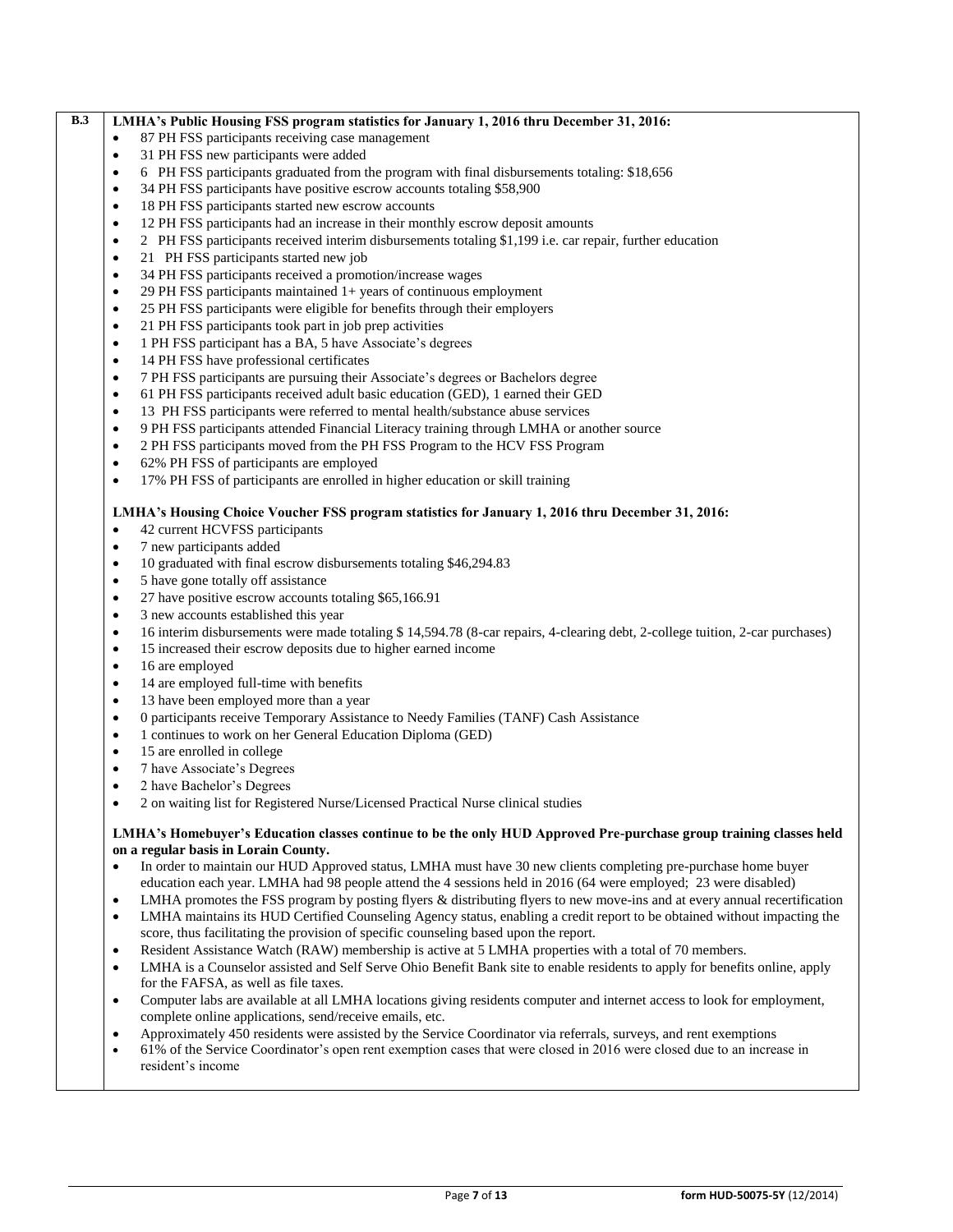**B.3**

**LMHA's Public Housing FSS program statistics for January 1, 2016 thru December 31, 2016:**

- 87 PH FSS participants receiving case management
- 31 PH FSS new participants were added
- 6 PH FSS participants graduated from the program with final disbursements totaling: $18,656
- 34 PH FSS participants have positive escrow accounts totaling $58,900
- 18 PH FSS participants started new escrow accounts
- 12 PH FSS participants had an increase in their monthly escrow deposit amounts
- 2 PH FSS participants received interim disbursements totaling $1,199 i.e. car repair, further education
- 21 PH FSS participants started new job
- 34 PH FSS participants received a promotion/increase wages
- 29 PH FSS participants maintained 1+ years of continuous employment
- 25 PH FSS participants were eligible for benefits through their employers
- 21 PH FSS participants took part in job prep activities
- 1 PH FSS participant has a BA, 5 have Associate's degrees
- 14 PH FSS have professional certificates
- 7 PH FSS participants are pursuing their Associate's degrees or Bachelors degree
- 61 PH FSS participants received adult basic education (GED), 1 earned their GED
- 13 PH FSS participants were referred to mental health/substance abuse services
- 9 PH FSS participants attended Financial Literacy training through LMHA or another source
- 2 PH FSS participants moved from the PH FSS Program to the HCV FSS Program
- 62% PH FSS of participants are employed
- 17% PH FSS of participants are enrolled in higher education or skill training

**LMHA's Housing Choice Voucher FSS program statistics for January 1, 2016 thru December 31, 2016:**

- 42 current HCVFSS participants
- 7 new participants added
- 10 graduated with final escrow disbursements totaling $46,294.83
- 5 have gone totally off assistance
- 27 have positive escrow accounts totaling $65,166.91
- 3 new accounts established this year
- 16 interim disbursements were made totaling $ 14,594.78 (8-car repairs, 4-clearing debt, 2-college tuition, 2-car purchases)
- 15 increased their escrow deposits due to higher earned income
- 16 are employed
- 14 are employed full-time with benefits
- 13 have been employed more than a year
- 0 participants receive Temporary Assistance to Needy Families (TANF) Cash Assistance
- 1 continues to work on her General Education Diploma (GED)
- 15 are enrolled in college
- 7 have Associate's Degrees
- 2 have Bachelor's Degrees
- 2 on waiting list for Registered Nurse/Licensed Practical Nurse clinical studies

**LMHA's Homebuyer's Education classes continue to be the only HUD Approved Pre-purchase group training classes held on a regular basis in Lorain County.**

- In order to maintain our HUD Approved status, LMHA must have 30 new clients completing pre-purchase home buyer education each year. LMHA had 98 people attend the 4 sessions held in 2016 (64 were employed; 23 were disabled)
- LMHA promotes the FSS program by posting flyers & distributing flyers to new move-ins and at every annual recertification
- LMHA maintains its HUD Certified Counseling Agency status, enabling a credit report to be obtained without impacting the score, thus facilitating the provision of specific counseling based upon the report.
- Resident Assistance Watch (RAW) membership is active at 5 LMHA properties with a total of 70 members.
- LMHA is a Counselor assisted and Self Serve Ohio Benefit Bank site to enable residents to apply for benefits online, apply for the FAFSA, as well as file taxes.
- Computer labs are available at all LMHA locations giving residents computer and internet access to look for employment, complete online applications, send/receive emails, etc.
- Approximately 450 residents were assisted by the Service Coordinator via referrals, surveys, and rent exemptions
- 61% of the Service Coordinator's open rent exemption cases that were closed in 2016 were closed due to an increase in resident's income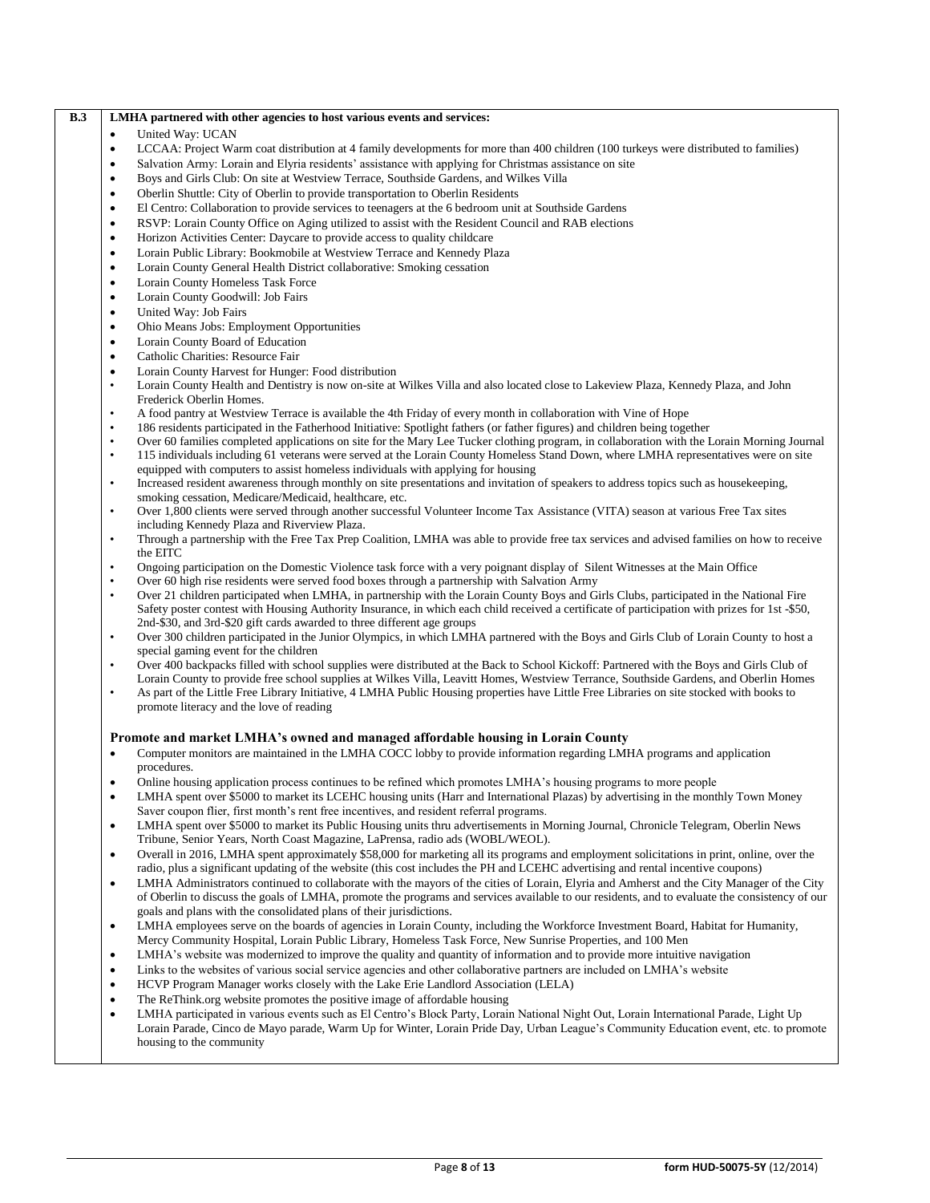**B.3**

**LMHA partnered with other agencies to host various events and services:**

- United Way: UCAN
- LCCAA: Project Warm coat distribution at 4 family developments for more than 400 children (100 turkeys were distributed to families)
- Salvation Army: Lorain and Elyria residents' assistance with applying for Christmas assistance on site
- Boys and Girls Club: On site at Westview Terrace, Southside Gardens, and Wilkes Villa
- Oberlin Shuttle: City of Oberlin to provide transportation to Oberlin Residents
- El Centro: Collaboration to provide services to teenagers at the 6 bedroom unit at Southside Gardens
- RSVP: Lorain County Office on Aging utilized to assist with the Resident Council and RAB elections
- Horizon Activities Center: Daycare to provide access to quality childcare
- Lorain Public Library: Bookmobile at Westview Terrace and Kennedy Plaza
- Lorain County General Health District collaborative: Smoking cessation
- Lorain County Homeless Task Force
- Lorain County Goodwill: Job Fairs
- United Way: Job Fairs
- Ohio Means Jobs: Employment Opportunities
- Lorain County Board of Education
- Catholic Charities: Resource Fair
- Lorain County Harvest for Hunger: Food distribution
- Lorain County Health and Dentistry is now on-site at Wilkes Villa and also located close to Lakeview Plaza, Kennedy Plaza, and John Frederick Oberlin Homes.
- A food pantry at Westview Terrace is available the 4th Friday of every month in collaboration with Vine of Hope
- 186 residents participated in the Fatherhood Initiative: Spotlight fathers (or father figures) and children being together
- Over 60 families completed applications on site for the Mary Lee Tucker clothing program, in collaboration with the Lorain Morning Journal
- 115 individuals including 61 veterans were served at the Lorain County Homeless Stand Down, where LMHA representatives were on site equipped with computers to assist homeless individuals with applying for housing
- Increased resident awareness through monthly on site presentations and invitation of speakers to address topics such as housekeeping, smoking cessation, Medicare/Medicaid, healthcare, etc.
- Over 1,800 clients were served through another successful Volunteer Income Tax Assistance (VITA) season at various Free Tax sites including Kennedy Plaza and Riverview Plaza.
- Through a partnership with the Free Tax Prep Coalition, LMHA was able to provide free tax services and advised families on how to receive the EITC
- Ongoing participation on the Domestic Violence task force with a very poignant display of Silent Witnesses at the Main Office
- Over 60 high rise residents were served food boxes through a partnership with Salvation Army
- Over 21 children participated when LMHA, in partnership with the Lorain County Boys and Girls Clubs, participated in the National Fire Safety poster contest with Housing Authority Insurance, in which each child received a certificate of participation with prizes for 1st -$50, 2nd-$30, and 3rd-$20 gift cards awarded to three different age groups
- Over 300 children participated in the Junior Olympics, in which LMHA partnered with the Boys and Girls Club of Lorain County to host a special gaming event for the children
- Over 400 backpacks filled with school supplies were distributed at the Back to School Kickoff: Partnered with the Boys and Girls Club of Lorain County to provide free school supplies at Wilkes Villa, Leavitt Homes, Westview Terrance, Southside Gardens, and Oberlin Homes
- As part of the Little Free Library Initiative, 4 LMHA Public Housing properties have Little Free Libraries on site stocked with books to promote literacy and the love of reading

**Promote and market LMHA's owned and managed affordable housing in Lorain County**

- Computer monitors are maintained in the LMHA COCC lobby to provide information regarding LMHA programs and application procedures.
- Online housing application process continues to be refined which promotes LMHA's housing programs to more people
- LMHA spent over $5000 to market its LCEHC housing units (Harr and International Plazas) by advertising in the monthly Town Money Saver coupon flier, first month's rent free incentives, and resident referral programs.
- LMHA spent over $5000 to market its Public Housing units thru advertisements in Morning Journal, Chronicle Telegram, Oberlin News Tribune, Senior Years, North Coast Magazine, LaPrensa, radio ads (WOBL/WEOL).
- Overall in 2016, LMHA spent approximately $58,000 for marketing all its programs and employment solicitations in print, online, over the radio, plus a significant updating of the website (this cost includes the PH and LCEHC advertising and rental incentive coupons)
- LMHA Administrators continued to collaborate with the mayors of the cities of Lorain, Elyria and Amherst and the City Manager of the City of Oberlin to discuss the goals of LMHA, promote the programs and services available to our residents, and to evaluate the consistency of our goals and plans with the consolidated plans of their jurisdictions.
- LMHA employees serve on the boards of agencies in Lorain County, including the Workforce Investment Board, Habitat for Humanity, Mercy Community Hospital, Lorain Public Library, Homeless Task Force, New Sunrise Properties, and 100 Men
- LMHA's website was modernized to improve the quality and quantity of information and to provide more intuitive navigation
- Links to the websites of various social service agencies and other collaborative partners are included on LMHA's website
- HCVP Program Manager works closely with the Lake Erie Landlord Association (LELA)
- The ReThink.org website promotes the positive image of affordable housing
- LMHA participated in various events such as El Centro's Block Party, Lorain National Night Out, Lorain International Parade, Light Up Lorain Parade, Cinco de Mayo parade, Warm Up for Winter, Lorain Pride Day, Urban League's Community Education event, etc. to promote housing to the community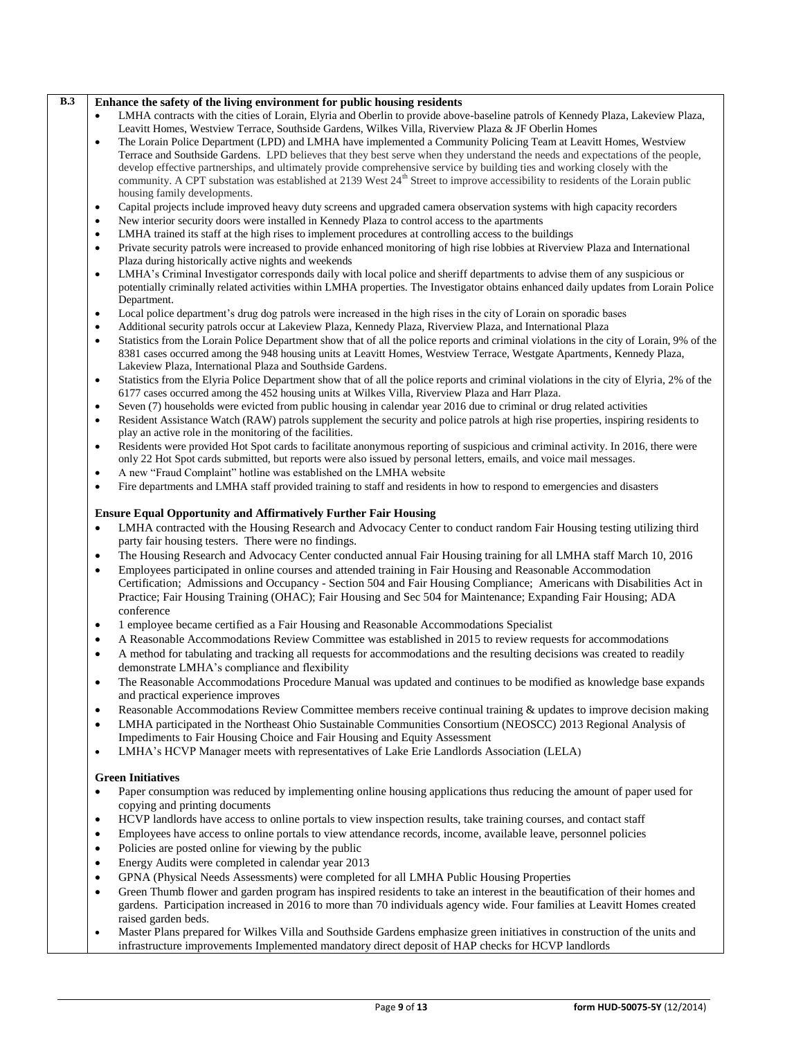**B.3**

**Enhance the safety of the living environment for public housing residents**

- LMHA contracts with the cities of Lorain, Elyria and Oberlin to provide above-baseline patrols of Kennedy Plaza, Lakeview Plaza, Leavitt Homes, Westview Terrace, Southside Gardens, Wilkes Villa, Riverview Plaza & JF Oberlin Homes
- The Lorain Police Department (LPD) and LMHA have implemented a Community Policing Team at Leavitt Homes, Westview Terrace and Southside Gardens. LPD believes that they best serve when they understand the needs and expectations of the people, develop effective partnerships, and ultimately provide comprehensive service by building ties and working closely with the community. A CPT substation was established at 2139 West 24th Street to improve accessibility to residents of the Lorain public housing family developments.
- Capital projects include improved heavy duty screens and upgraded camera observation systems with high capacity recorders
- New interior security doors were installed in Kennedy Plaza to control access to the apartments
- LMHA trained its staff at the high rises to implement procedures at controlling access to the buildings
- Private security patrols were increased to provide enhanced monitoring of high rise lobbies at Riverview Plaza and International Plaza during historically active nights and weekends
- LMHA's Criminal Investigator corresponds daily with local police and sheriff departments to advise them of any suspicious or potentially criminally related activities within LMHA properties. The Investigator obtains enhanced daily updates from Lorain Police Department.
- Local police department's drug dog patrols were increased in the high rises in the city of Lorain on sporadic bases
- Additional security patrols occur at Lakeview Plaza, Kennedy Plaza, Riverview Plaza, and International Plaza
- Statistics from the Lorain Police Department show that of all the police reports and criminal violations in the city of Lorain, 9% of the 8381 cases occurred among the 948 housing units at Leavitt Homes, Westview Terrace, Westgate Apartments, Kennedy Plaza, Lakeview Plaza, International Plaza and Southside Gardens.
- Statistics from the Elyria Police Department show that of all the police reports and criminal violations in the city of Elyria, 2% of the 6177 cases occurred among the 452 housing units at Wilkes Villa, Riverview Plaza and Harr Plaza.
- Seven (7) households were evicted from public housing in calendar year 2016 due to criminal or drug related activities
- Resident Assistance Watch (RAW) patrols supplement the security and police patrols at high rise properties, inspiring residents to play an active role in the monitoring of the facilities.
- Residents were provided Hot Spot cards to facilitate anonymous reporting of suspicious and criminal activity. In 2016, there were only 22 Hot Spot cards submitted, but reports were also issued by personal letters, emails, and voice mail messages.
- A new "Fraud Complaint" hotline was established on the LMHA website
- Fire departments and LMHA staff provided training to staff and residents in how to respond to emergencies and disasters

**Ensure Equal Opportunity and Affirmatively Further Fair Housing**

- LMHA contracted with the Housing Research and Advocacy Center to conduct random Fair Housing testing utilizing third party fair housing testers. There were no findings.
- The Housing Research and Advocacy Center conducted annual Fair Housing training for all LMHA staff March 10, 2016
- Employees participated in online courses and attended training in Fair Housing and Reasonable Accommodation Certification; Admissions and Occupancy - Section 504 and Fair Housing Compliance; Americans with Disabilities Act in Practice; Fair Housing Training (OHAC); Fair Housing and Sec 504 for Maintenance; Expanding Fair Housing; ADA conference
- 1 employee became certified as a Fair Housing and Reasonable Accommodations Specialist
- A Reasonable Accommodations Review Committee was established in 2015 to review requests for accommodations
- A method for tabulating and tracking all requests for accommodations and the resulting decisions was created to readily demonstrate LMHA's compliance and flexibility
- The Reasonable Accommodations Procedure Manual was updated and continues to be modified as knowledge base expands and practical experience improves
- Reasonable Accommodations Review Committee members receive continual training & updates to improve decision making
- LMHA participated in the Northeast Ohio Sustainable Communities Consortium (NEOSCC) 2013 Regional Analysis of Impediments to Fair Housing Choice and Fair Housing and Equity Assessment
- LMHA's HCVP Manager meets with representatives of Lake Erie Landlords Association (LELA)

**Green Initiatives**

- Paper consumption was reduced by implementing online housing applications thus reducing the amount of paper used for copying and printing documents
- HCVP landlords have access to online portals to view inspection results, take training courses, and contact staff
- Employees have access to online portals to view attendance records, income, available leave, personnel policies
- Policies are posted online for viewing by the public
- Energy Audits were completed in calendar year 2013
- GPNA (Physical Needs Assessments) were completed for all LMHA Public Housing Properties
- Green Thumb flower and garden program has inspired residents to take an interest in the beautification of their homes and gardens. Participation increased in 2016 to more than 70 individuals agency wide. Four families at Leavitt Homes created raised garden beds.
- Master Plans prepared for Wilkes Villa and Southside Gardens emphasize green initiatives in construction of the units and infrastructure improvements Implemented mandatory direct deposit of HAP checks for HCVP landlords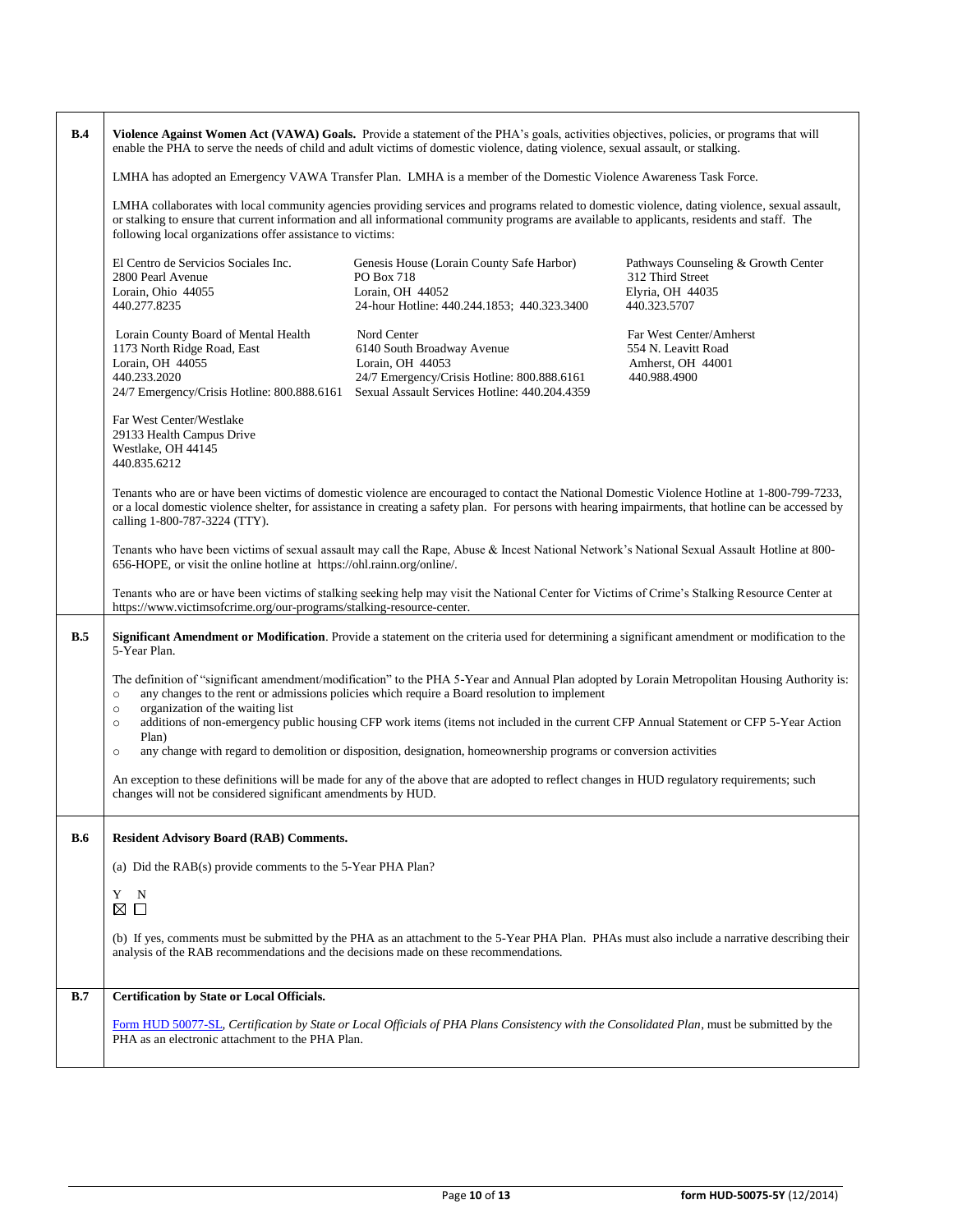**B.4** **Violence Against Women Act (VAWA) Goals.** Provide a statement of the PHA's goals, activities objectives, policies, or programs that will enable the PHA to serve the needs of child and adult victims of domestic violence, dating violence, sexual assault, or stalking.

LMHA has adopted an Emergency VAWA Transfer Plan. LMHA is a member of the Domestic Violence Awareness Task Force.

LMHA collaborates with local community agencies providing services and programs related to domestic violence, dating violence, sexual assault, or stalking to ensure that current information and all informational community programs are available to applicants, residents and staff. The following local organizations offer assistance to victims:

El Centro de Servicios Sociales Inc.
2800 Pearl Avenue
Lorain, Ohio 44055
440.277.8235

Genesis House (Lorain County Safe Harbor)
PO Box 718
Lorain, OH 44052
24-hour Hotline: 440.244.1853; 440.323.3400

Pathways Counseling & Growth Center
312 Third Street
Elyria, OH 44035
440.323.5707

Lorain County Board of Mental Health
1173 North Ridge Road, East
Lorain, OH 44055
440.233.2020
24/7 Emergency/Crisis Hotline: 800.888.6161

Nord Center
6140 South Broadway Avenue
Lorain, OH 44053
24/7 Emergency/Crisis Hotline: 800.888.6161
Sexual Assault Services Hotline: 440.204.4359

Far West Center/Amherst
554 N. Leavitt Road
Amherst, OH 44001
440.988.4900

Far West Center/Westlake
29133 Health Campus Drive
Westlake, OH 44145
440.835.6212

Tenants who are or have been victims of domestic violence are encouraged to contact the National Domestic Violence Hotline at 1-800-799-7233, or a local domestic violence shelter, for assistance in creating a safety plan. For persons with hearing impairments, that hotline can be accessed by calling 1-800-787-3224 (TTY).

Tenants who have been victims of sexual assault may call the Rape, Abuse & Incest National Network's National Sexual Assault Hotline at 800-656-HOPE, or visit the online hotline at https://ohl.rainn.org/online/.

Tenants who are or have been victims of stalking seeking help may visit the National Center for Victims of Crime's Stalking Resource Center at https://www.victimsofcrime.org/our-programs/stalking-resource-center.

**B.5** **Significant Amendment or Modification**. Provide a statement on the criteria used for determining a significant amendment or modification to the 5-Year Plan.

The definition of "significant amendment/modification" to the PHA 5-Year and Annual Plan adopted by Lorain Metropolitan Housing Authority is:

- any changes to the rent or admissions policies which require a Board resolution to implement
- organization of the waiting list
- additions of non-emergency public housing CFP work items (items not included in the current CFP Annual Statement or CFP 5-Year Action Plan)
- any change with regard to demolition or disposition, designation, homeownership programs or conversion activities

An exception to these definitions will be made for any of the above that are adopted to reflect changes in HUD regulatory requirements; such changes will not be considered significant amendments by HUD.

**B.6** **Resident Advisory Board (RAB) Comments.**

(a) Did the RAB(s) provide comments to the 5-Year PHA Plan?

Y ☒ N ☐

(b) If yes, comments must be submitted by the PHA as an attachment to the 5-Year PHA Plan. PHAs must also include a narrative describing their analysis of the RAB recommendations and the decisions made on these recommendations.

**B.7** **Certification by State or Local Officials.**

Form HUD 50077-SL, *Certification by State or Local Officials of PHA Plans Consistency with the Consolidated Plan*, must be submitted by the PHA as an electronic attachment to the PHA Plan.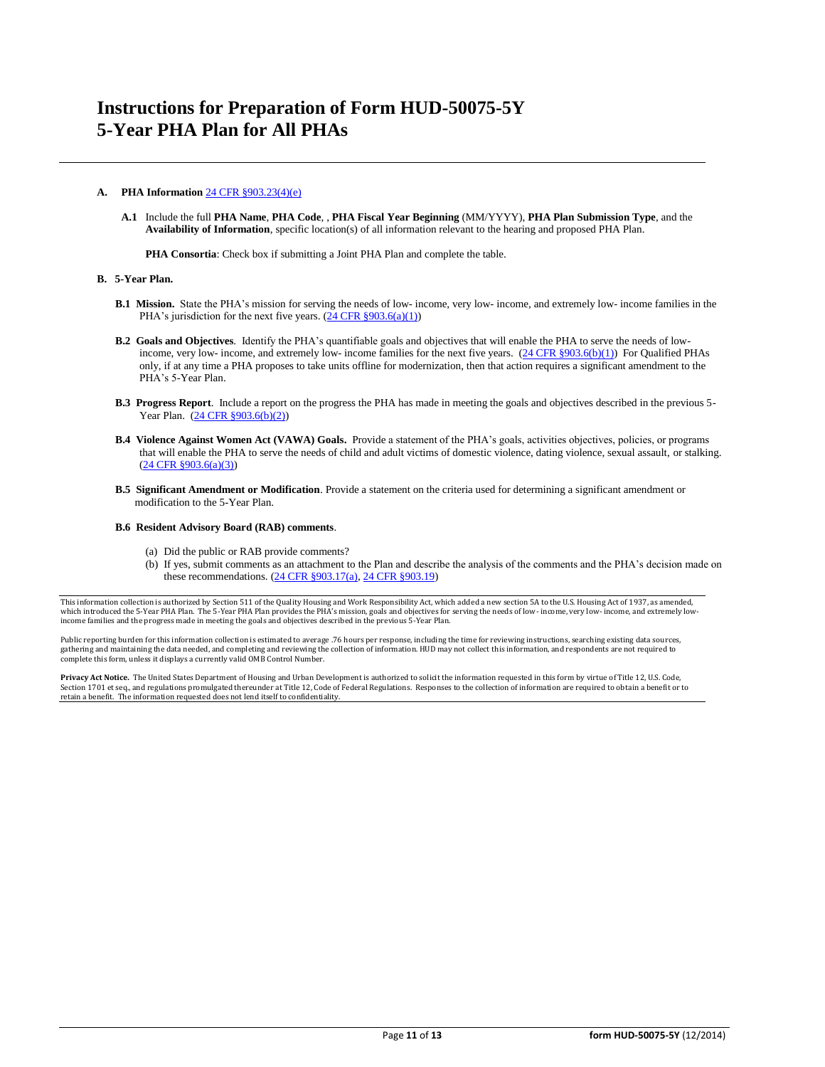# Instructions for Preparation of Form HUD-50075-5Y
# 5-Year PHA Plan for All PHAs

**A. PHA Information** 24 CFR §903.23(4)(e)

**A.1** Include the full **PHA Name**, **PHA Code**, , **PHA Fiscal Year Beginning** (MM/YYYY), **PHA Plan Submission Type**, and the **Availability of Information**, specific location(s) of all information relevant to the hearing and proposed PHA Plan.

**PHA Consortia**: Check box if submitting a Joint PHA Plan and complete the table.

**B. 5-Year Plan.**

**B.1 Mission.** State the PHA's mission for serving the needs of low- income, very low- income, and extremely low- income families in the PHA's jurisdiction for the next five years. (24 CFR §903.6(a)(1))

**B.2 Goals and Objectives**. Identify the PHA's quantifiable goals and objectives that will enable the PHA to serve the needs of low- income, very low- income, and extremely low- income families for the next five years. (24 CFR §903.6(b)(1)) For Qualified PHAs only, if at any time a PHA proposes to take units offline for modernization, then that action requires a significant amendment to the PHA's 5-Year Plan.

**B.3 Progress Report**. Include a report on the progress the PHA has made in meeting the goals and objectives described in the previous 5-Year Plan. (24 CFR §903.6(b)(2))

**B.4 Violence Against Women Act (VAWA) Goals.** Provide a statement of the PHA's goals, activities objectives, policies, or programs that will enable the PHA to serve the needs of child and adult victims of domestic violence, dating violence, sexual assault, or stalking. (24 CFR §903.6(a)(3))

**B.5 Significant Amendment or Modification**. Provide a statement on the criteria used for determining a significant amendment or modification to the 5-Year Plan.

**B.6 Resident Advisory Board (RAB) comments**.

(a) Did the public or RAB provide comments?

(b) If yes, submit comments as an attachment to the Plan and describe the analysis of the comments and the PHA's decision made on these recommendations. (24 CFR §903.17(a), 24 CFR §903.19)

---

This information collection is authorized by Section 511 of the Quality Housing and Work Responsibility Act, which added a new section 5A to the U.S. Housing Act of 1937, as amended, which introduced the 5-Year PHA Plan. The 5-Year PHA Plan provides the PHA's mission, goals and objectives for serving the needs of low- income, very low- income, and extremely low- income families and the progress made in meeting the goals and objectives described in the previous 5-Year Plan.

Public reporting burden for this information collection is estimated to average .76 hours per response, including the time for reviewing instructions, searching existing data sources, gathering and maintaining the data needed, and completing and reviewing the collection of information. HUD may not collect this information, and respondents are not required to complete this form, unless it displays a currently valid OMB Control Number.

**Privacy Act Notice.** The United States Department of Housing and Urban Development is authorized to solicit the information requested in this form by virtue of Title 12, U.S. Code, Section 1701 et seq., and regulations promulgated thereunder at Title 12, Code of Federal Regulations. Responses to the collection of information are required to obtain a benefit or to retain a benefit. The information requested does not lend itself to confidentiality.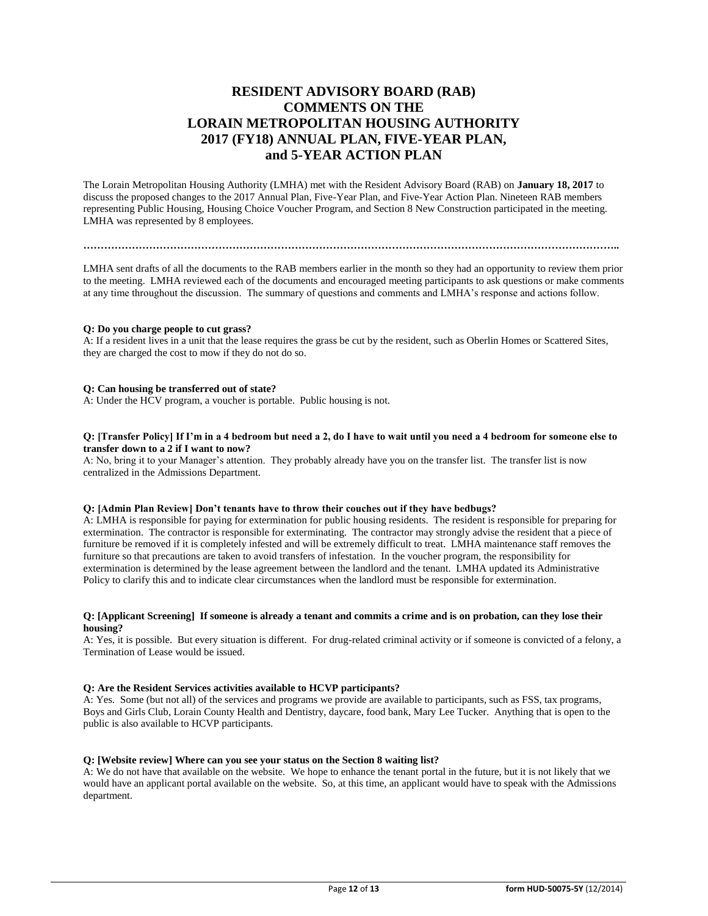# RESIDENT ADVISORY BOARD (RAB) COMMENTS ON THE LORAIN METROPOLITAN HOUSING AUTHORITY 2017 (FY18) ANNUAL PLAN, FIVE-YEAR PLAN, and 5-YEAR ACTION PLAN

The Lorain Metropolitan Housing Authority (LMHA) met with the Resident Advisory Board (RAB) on **January 18, 2017** to discuss the proposed changes to the 2017 Annual Plan, Five-Year Plan, and Five-Year Action Plan. Nineteen RAB members representing Public Housing, Housing Choice Voucher Program, and Section 8 New Construction participated in the meeting. LMHA was represented by 8 employees.

…………………………………………………………………………………………………………………………………………..

LMHA sent drafts of all the documents to the RAB members earlier in the month so they had an opportunity to review them prior to the meeting. LMHA reviewed each of the documents and encouraged meeting participants to ask questions or make comments at any time throughout the discussion. The summary of questions and comments and LMHA's response and actions follow.

**Q: Do you charge people to cut grass?**
A: If a resident lives in a unit that the lease requires the grass be cut by the resident, such as Oberlin Homes or Scattered Sites, they are charged the cost to mow if they do not do so.

**Q: Can housing be transferred out of state?**
A: Under the HCV program, a voucher is portable. Public housing is not.

**Q: [Transfer Policy] If I'm in a 4 bedroom but need a 2, do I have to wait until you need a 4 bedroom for someone else to transfer down to a 2 if I want to now?**
A: No, bring it to your Manager's attention. They probably already have you on the transfer list. The transfer list is now centralized in the Admissions Department.

**Q: [Admin Plan Review] Don't tenants have to throw their couches out if they have bedbugs?**
A: LMHA is responsible for paying for extermination for public housing residents. The resident is responsible for preparing for extermination. The contractor is responsible for exterminating. The contractor may strongly advise the resident that a piece of furniture be removed if it is completely infested and will be extremely difficult to treat. LMHA maintenance staff removes the furniture so that precautions are taken to avoid transfers of infestation. In the voucher program, the responsibility for extermination is determined by the lease agreement between the landlord and the tenant. LMHA updated its Administrative Policy to clarify this and to indicate clear circumstances when the landlord must be responsible for extermination.

**Q: [Applicant Screening] If someone is already a tenant and commits a crime and is on probation, can they lose their housing?**
A: Yes, it is possible. But every situation is different. For drug-related criminal activity or if someone is convicted of a felony, a Termination of Lease would be issued.

**Q: Are the Resident Services activities available to HCVP participants?**
A: Yes. Some (but not all) of the services and programs we provide are available to participants, such as FSS, tax programs, Boys and Girls Club, Lorain County Health and Dentistry, daycare, food bank, Mary Lee Tucker. Anything that is open to the public is also available to HCVP participants.

**Q: [Website review] Where can you see your status on the Section 8 waiting list?**
A: We do not have that available on the website. We hope to enhance the tenant portal in the future, but it is not likely that we would have an applicant portal available on the website. So, at this time, an applicant would have to speak with the Admissions department.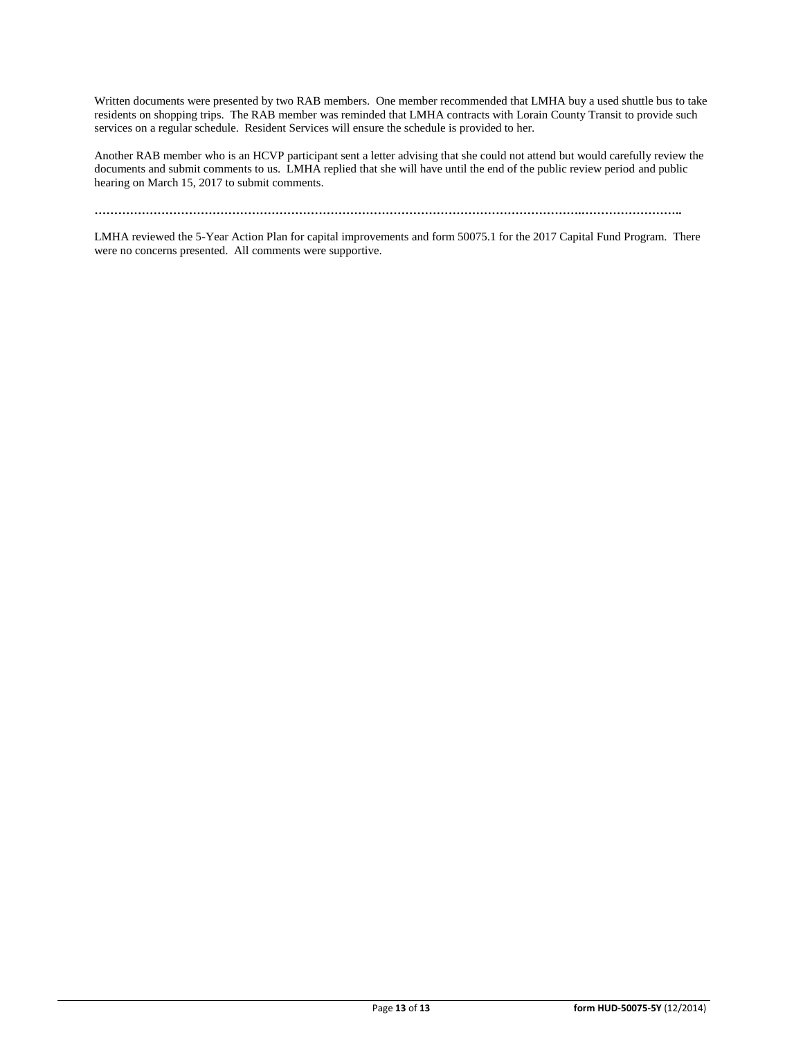Written documents were presented by two RAB members. One member recommended that LMHA buy a used shuttle bus to take residents on shopping trips. The RAB member was reminded that LMHA contracts with Lorain County Transit to provide such services on a regular schedule. Resident Services will ensure the schedule is provided to her.

Another RAB member who is an HCVP participant sent a letter advising that she could not attend but would carefully review the documents and submit comments to us. LMHA replied that she will have until the end of the public review period and public hearing on March 15, 2017 to submit comments.

……………………………………………………………………………………………………………………………………………..

LMHA reviewed the 5-Year Action Plan for capital improvements and form 50075.1 for the 2017 Capital Fund Program. There were no concerns presented. All comments were supportive.